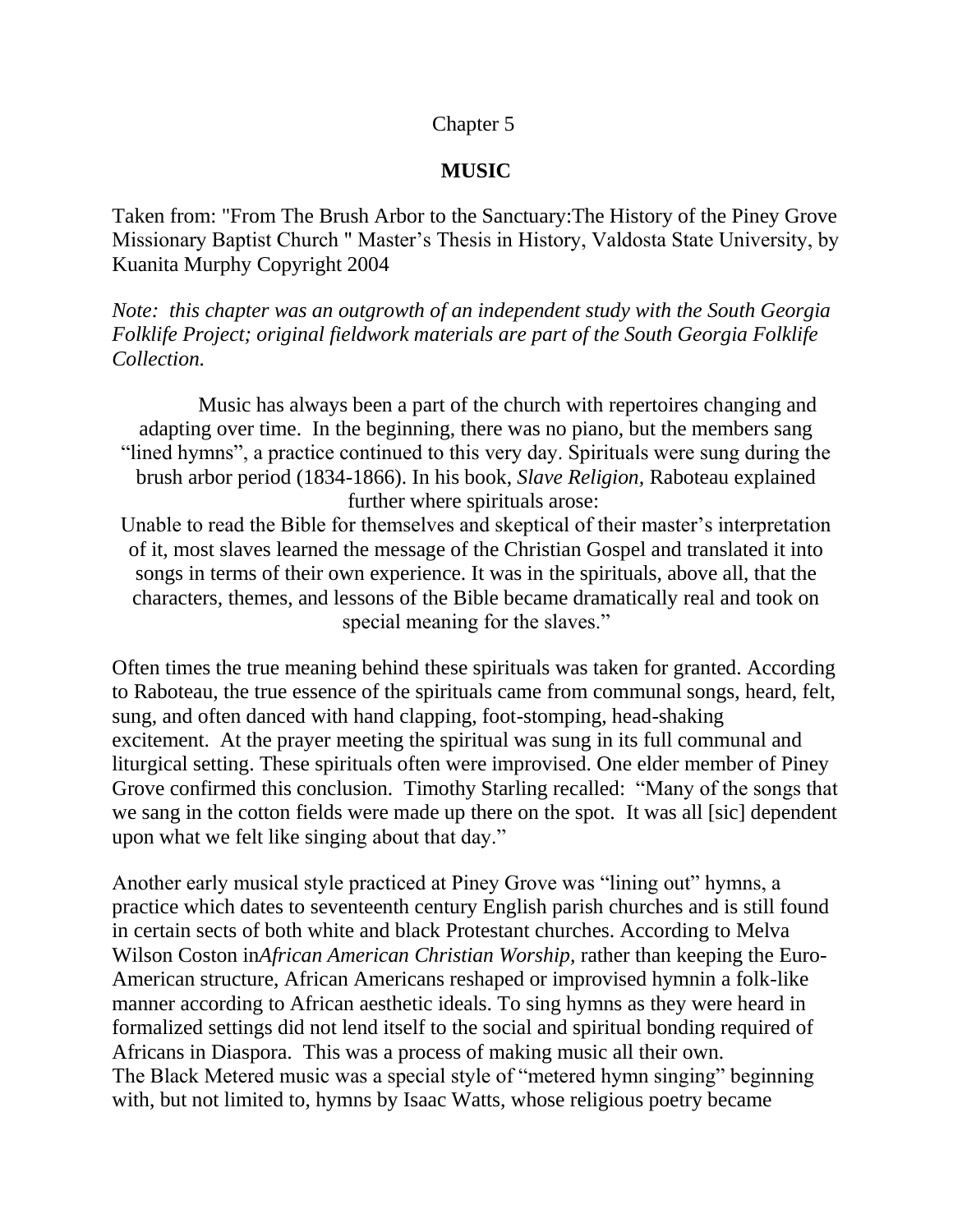Chapter 5

## MUSIC

Taken from: "From The Brush Arbor to the Sanctuary:The History of the Piney Grove Missionary Baptist Church " Master's Thesis in History, Valdosta State University, by Kuanita Murphy Copyright 2004

*Note: this chapter was an outgrowth of an independent study with the South Georgia Folklife Project; original fieldwork materials are part of the South Georgia Folklife Collection.*

Music has always been a part of the church with repertoires changing and adapting over time. In the beginning, there was no piano, but the members sang "lined hymns", a practice continued to this very day. Spirituals were sung during the brush arbor period (1834-1866). In his book, *Slave Religion,* Raboteau explained further where spirituals arose:

Unable to read the Bible for themselves and skeptical of their master's interpretation of it, most slaves learned the message of the Christian Gospel and translated it into songs in terms of their own experience. It was in the spirituals, above all, that the characters, themes, and lessons of the Bible became dramatically real and took on special meaning for the slaves."

Often times the true meaning behind these spirituals was taken for granted. According to Raboteau, the true essence of the spirituals came from communal songs, heard, felt, sung, and often danced with hand clapping, foot-stomping, head-shaking excitement. At the prayer meeting the spiritual was sung in its full communal and liturgical setting. These spirituals often were improvised. One elder member of Piney Grove confirmed this conclusion. Timothy Starling recalled: "Many of the songs that we sang in the cotton fields were made up there on the spot. It was all [sic] dependent upon what we felt like singing about that day."

Another early musical style practiced at Piney Grove was "lining out" hymns, a practice which dates to seventeenth century English parish churches and is still found in certain sects of both white and black Protestant churches. According to Melva Wilson Coston in*African American Christian Worship,* rather than keeping the Euro-American structure, African Americans reshaped or improvised hymnin a folk-like manner according to African aesthetic ideals. To sing hymns as they were heard in formalized settings did not lend itself to the social and spiritual bonding required of Africans in Diaspora. This was a process of making music all their own.

The Black Metered music was a special style of "metered hymn singing" beginning with, but not limited to, hymns by Isaac Watts, whose religious poetry became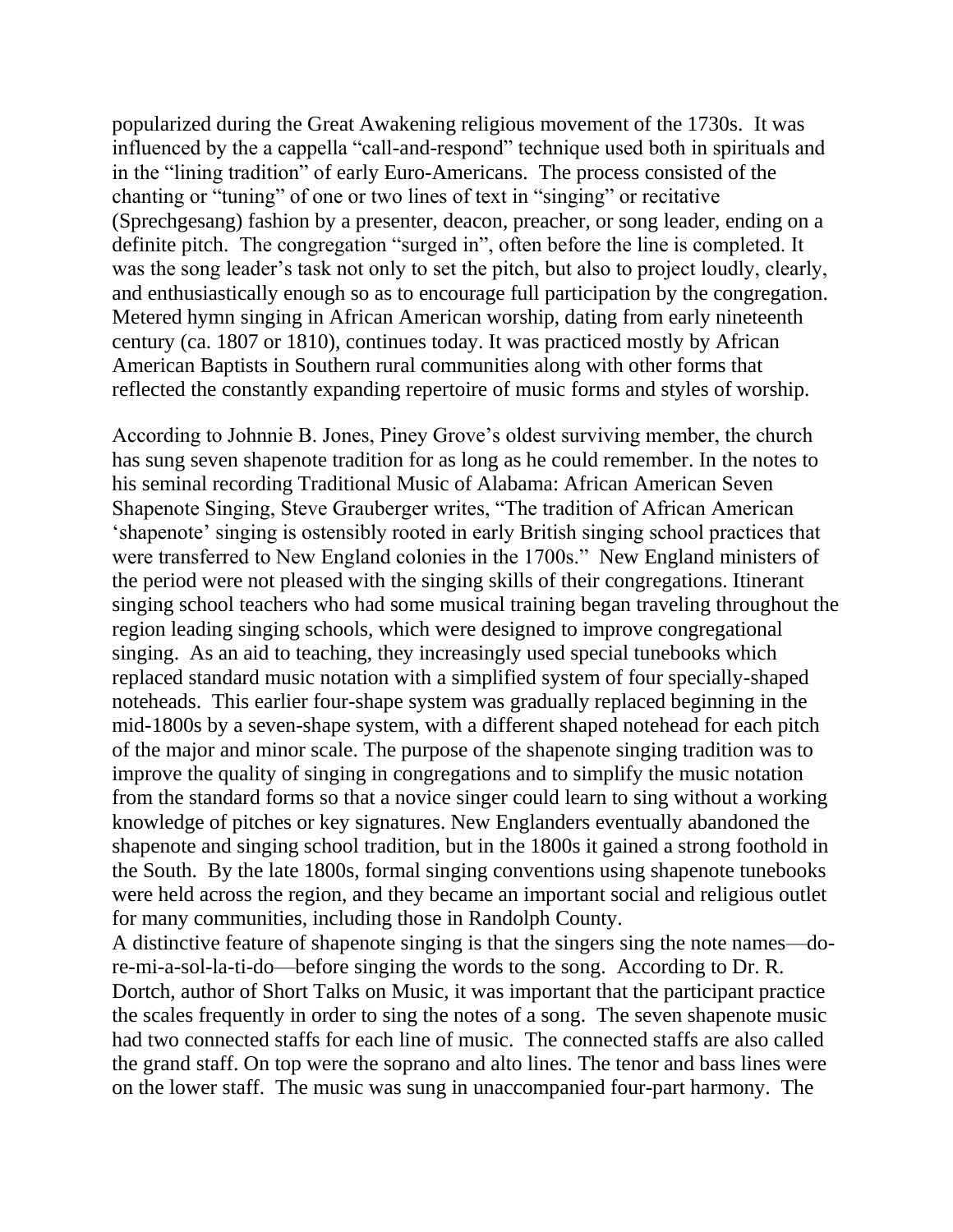popularized during the Great Awakening religious movement of the 1730s. It was influenced by the a cappella "call-and-respond" technique used both in spirituals and in the "lining tradition" of early Euro-Americans. The process consisted of the chanting or "tuning" of one or two lines of text in "singing" or recitative (Sprechgesang) fashion by a presenter, deacon, preacher, or song leader, ending on a definite pitch. The congregation "surged in", often before the line is completed. It was the song leader's task not only to set the pitch, but also to project loudly, clearly, and enthusiastically enough so as to encourage full participation by the congregation. Metered hymn singing in African American worship, dating from early nineteenth century (ca. 1807 or 1810), continues today. It was practiced mostly by African American Baptists in Southern rural communities along with other forms that reflected the constantly expanding repertoire of music forms and styles of worship.

According to Johnnie B. Jones, Piney Grove's oldest surviving member, the church has sung seven shapenote tradition for as long as he could remember. In the notes to his seminal recording Traditional Music of Alabama: African American Seven Shapenote Singing, Steve Grauberger writes, "The tradition of African American 'shapenote' singing is ostensibly rooted in early British singing school practices that were transferred to New England colonies in the 1700s." New England ministers of the period were not pleased with the singing skills of their congregations. Itinerant singing school teachers who had some musical training began traveling throughout the region leading singing schools, which were designed to improve congregational singing. As an aid to teaching, they increasingly used special tunebooks which replaced standard music notation with a simplified system of four specially-shaped noteheads. This earlier four-shape system was gradually replaced beginning in the mid-1800s by a seven-shape system, with a different shaped notehead for each pitch of the major and minor scale. The purpose of the shapenote singing tradition was to improve the quality of singing in congregations and to simplify the music notation from the standard forms so that a novice singer could learn to sing without a working knowledge of pitches or key signatures. New Englanders eventually abandoned the shapenote and singing school tradition, but in the 1800s it gained a strong foothold in the South. By the late 1800s, formal singing conventions using shapenote tunebooks were held across the region, and they became an important social and religious outlet for many communities, including those in Randolph County.

A distinctive feature of shapenote singing is that the singers sing the note names—do-re-mi-a-sol-la-ti-do—before singing the words to the song. According to Dr. R. Dortch, author of Short Talks on Music, it was important that the participant practice the scales frequently in order to sing the notes of a song. The seven shapenote music had two connected staffs for each line of music. The connected staffs are also called the grand staff. On top were the soprano and alto lines. The tenor and bass lines were on the lower staff. The music was sung in unaccompanied four-part harmony. The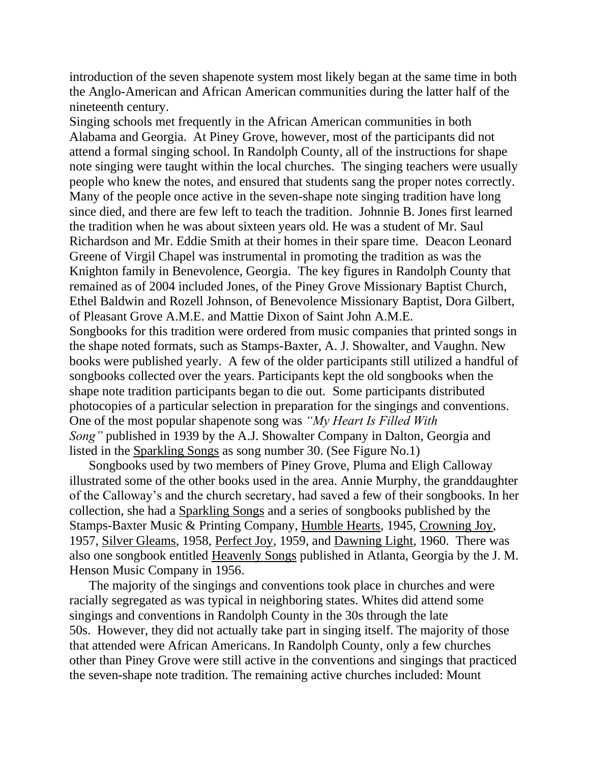introduction of the seven shapenote system most likely began at the same time in both the Anglo-American and African American communities during the latter half of the nineteenth century.

Singing schools met frequently in the African American communities in both Alabama and Georgia. At Piney Grove, however, most of the participants did not attend a formal singing school. In Randolph County, all of the instructions for shape note singing were taught within the local churches. The singing teachers were usually people who knew the notes, and ensured that students sang the proper notes correctly. Many of the people once active in the seven-shape note singing tradition have long since died, and there are few left to teach the tradition. Johnnie B. Jones first learned the tradition when he was about sixteen years old. He was a student of Mr. Saul Richardson and Mr. Eddie Smith at their homes in their spare time. Deacon Leonard Greene of Virgil Chapel was instrumental in promoting the tradition as was the Knighton family in Benevolence, Georgia. The key figures in Randolph County that remained as of 2004 included Jones, of the Piney Grove Missionary Baptist Church, Ethel Baldwin and Rozell Johnson, of Benevolence Missionary Baptist, Dora Gilbert, of Pleasant Grove A.M.E. and Mattie Dixon of Saint John A.M.E.

Songbooks for this tradition were ordered from music companies that printed songs in the shape noted formats, such as Stamps-Baxter, A. J. Showalter, and Vaughn. New books were published yearly. A few of the older participants still utilized a handful of songbooks collected over the years. Participants kept the old songbooks when the shape note tradition participants began to die out. Some participants distributed photocopies of a particular selection in preparation for the singings and conventions. One of the most popular shapenote song was *"My Heart Is Filled With Song"* published in 1939 by the A.J. Showalter Company in Dalton, Georgia and listed in the Sparkling Songs as song number 30. (See Figure No.1)

Songbooks used by two members of Piney Grove, Pluma and Eligh Calloway illustrated some of the other books used in the area. Annie Murphy, the granddaughter of the Calloway's and the church secretary, had saved a few of their songbooks. In her collection, she had a Sparkling Songs and a series of songbooks published by the Stamps-Baxter Music & Printing Company, Humble Hearts, 1945, Crowning Joy, 1957, Silver Gleams, 1958, Perfect Joy, 1959, and Dawning Light, 1960. There was also one songbook entitled Heavenly Songs published in Atlanta, Georgia by the J. M. Henson Music Company in 1956.

The majority of the singings and conventions took place in churches and were racially segregated as was typical in neighboring states. Whites did attend some singings and conventions in Randolph County in the 30s through the late 50s. However, they did not actually take part in singing itself. The majority of those that attended were African Americans. In Randolph County, only a few churches other than Piney Grove were still active in the conventions and singings that practiced the seven-shape note tradition. The remaining active churches included: Mount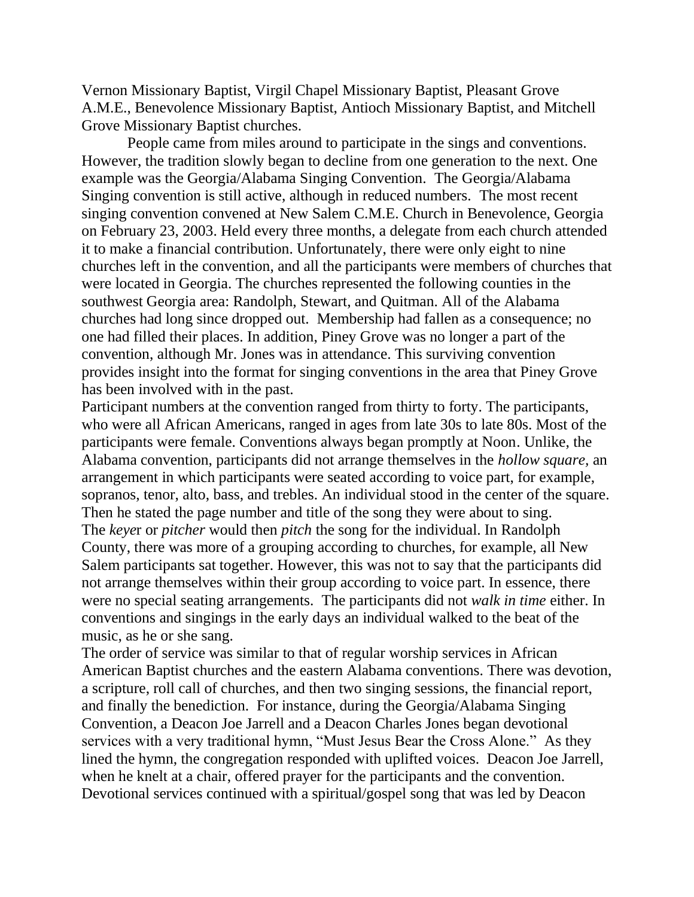Vernon Missionary Baptist, Virgil Chapel Missionary Baptist, Pleasant Grove A.M.E., Benevolence Missionary Baptist, Antioch Missionary Baptist, and Mitchell Grove Missionary Baptist churches.

People came from miles around to participate in the sings and conventions. However, the tradition slowly began to decline from one generation to the next. One example was the Georgia/Alabama Singing Convention. The Georgia/Alabama Singing convention is still active, although in reduced numbers. The most recent singing convention convened at New Salem C.M.E. Church in Benevolence, Georgia on February 23, 2003. Held every three months, a delegate from each church attended it to make a financial contribution. Unfortunately, there were only eight to nine churches left in the convention, and all the participants were members of churches that were located in Georgia. The churches represented the following counties in the southwest Georgia area: Randolph, Stewart, and Quitman. All of the Alabama churches had long since dropped out. Membership had fallen as a consequence; no one had filled their places. In addition, Piney Grove was no longer a part of the convention, although Mr. Jones was in attendance. This surviving convention provides insight into the format for singing conventions in the area that Piney Grove has been involved with in the past.

Participant numbers at the convention ranged from thirty to forty. The participants, who were all African Americans, ranged in ages from late 30s to late 80s. Most of the participants were female. Conventions always began promptly at Noon. Unlike, the Alabama convention, participants did not arrange themselves in the *hollow square*, an arrangement in which participants were seated according to voice part, for example, sopranos, tenor, alto, bass, and trebles. An individual stood in the center of the square. Then he stated the page number and title of the song they were about to sing. The *keye*r or *pitcher* would then *pitch* the song for the individual. In Randolph County, there was more of a grouping according to churches, for example, all New Salem participants sat together. However, this was not to say that the participants did not arrange themselves within their group according to voice part. In essence, there were no special seating arrangements. The participants did not *walk in time* either. In conventions and singings in the early days an individual walked to the beat of the music, as he or she sang.

The order of service was similar to that of regular worship services in African American Baptist churches and the eastern Alabama conventions. There was devotion, a scripture, roll call of churches, and then two singing sessions, the financial report, and finally the benediction. For instance, during the Georgia/Alabama Singing Convention, a Deacon Joe Jarrell and a Deacon Charles Jones began devotional services with a very traditional hymn, "Must Jesus Bear the Cross Alone." As they lined the hymn, the congregation responded with uplifted voices. Deacon Joe Jarrell, when he knelt at a chair, offered prayer for the participants and the convention. Devotional services continued with a spiritual/gospel song that was led by Deacon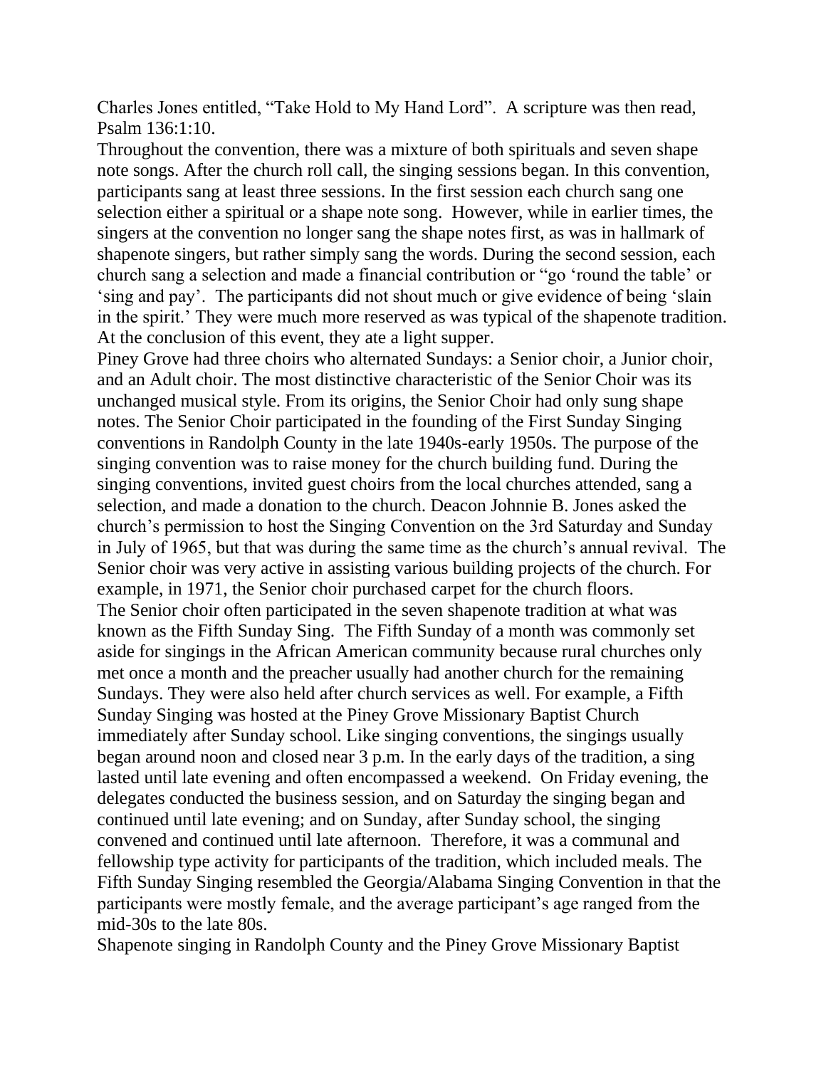Charles Jones entitled, “Take Hold to My Hand Lord”. A scripture was then read, Psalm 136:1:10.

Throughout the convention, there was a mixture of both spirituals and seven shape note songs. After the church roll call, the singing sessions began. In this convention, participants sang at least three sessions. In the first session each church sang one selection either a spiritual or a shape note song. However, while in earlier times, the singers at the convention no longer sang the shape notes first, as was in hallmark of shapenote singers, but rather simply sang the words. During the second session, each church sang a selection and made a financial contribution or “go ‘round the table’ or ‘sing and pay’. The participants did not shout much or give evidence of being ‘slain in the spirit.’ They were much more reserved as was typical of the shapenote tradition. At the conclusion of this event, they ate a light supper.

Piney Grove had three choirs who alternated Sundays: a Senior choir, a Junior choir, and an Adult choir. The most distinctive characteristic of the Senior Choir was its unchanged musical style. From its origins, the Senior Choir had only sung shape notes. The Senior Choir participated in the founding of the First Sunday Singing conventions in Randolph County in the late 1940s-early 1950s. The purpose of the singing convention was to raise money for the church building fund. During the singing conventions, invited guest choirs from the local churches attended, sang a selection, and made a donation to the church. Deacon Johnnie B. Jones asked the church’s permission to host the Singing Convention on the 3rd Saturday and Sunday in July of 1965, but that was during the same time as the church’s annual revival. The Senior choir was very active in assisting various building projects of the church. For example, in 1971, the Senior choir purchased carpet for the church floors.

The Senior choir often participated in the seven shapenote tradition at what was known as the Fifth Sunday Sing. The Fifth Sunday of a month was commonly set aside for singings in the African American community because rural churches only met once a month and the preacher usually had another church for the remaining Sundays. They were also held after church services as well. For example, a Fifth Sunday Singing was hosted at the Piney Grove Missionary Baptist Church immediately after Sunday school. Like singing conventions, the singings usually began around noon and closed near 3 p.m. In the early days of the tradition, a sing lasted until late evening and often encompassed a weekend. On Friday evening, the delegates conducted the business session, and on Saturday the singing began and continued until late evening; and on Sunday, after Sunday school, the singing convened and continued until late afternoon. Therefore, it was a communal and fellowship type activity for participants of the tradition, which included meals. The Fifth Sunday Singing resembled the Georgia/Alabama Singing Convention in that the participants were mostly female, and the average participant’s age ranged from the mid-30s to the late 80s.

Shapenote singing in Randolph County and the Piney Grove Missionary Baptist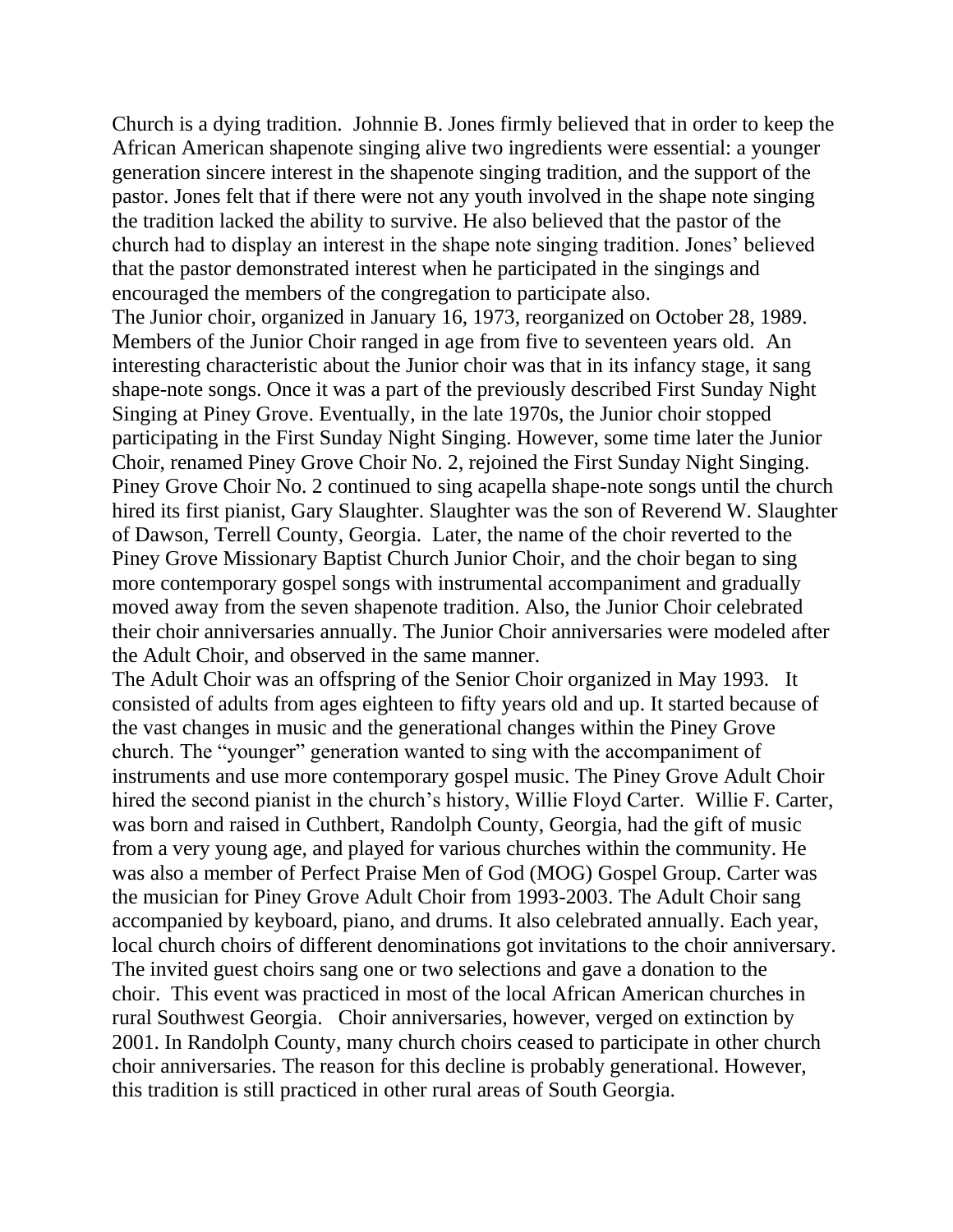Church is a dying tradition. Johnnie B. Jones firmly believed that in order to keep the African American shapenote singing alive two ingredients were essential: a younger generation sincere interest in the shapenote singing tradition, and the support of the pastor. Jones felt that if there were not any youth involved in the shape note singing the tradition lacked the ability to survive. He also believed that the pastor of the church had to display an interest in the shape note singing tradition. Jones' believed that the pastor demonstrated interest when he participated in the singings and encouraged the members of the congregation to participate also.

The Junior choir, organized in January 16, 1973, reorganized on October 28, 1989. Members of the Junior Choir ranged in age from five to seventeen years old. An interesting characteristic about the Junior choir was that in its infancy stage, it sang shape-note songs. Once it was a part of the previously described First Sunday Night Singing at Piney Grove. Eventually, in the late 1970s, the Junior choir stopped participating in the First Sunday Night Singing. However, some time later the Junior Choir, renamed Piney Grove Choir No. 2, rejoined the First Sunday Night Singing. Piney Grove Choir No. 2 continued to sing acapella shape-note songs until the church hired its first pianist, Gary Slaughter. Slaughter was the son of Reverend W. Slaughter of Dawson, Terrell County, Georgia. Later, the name of the choir reverted to the Piney Grove Missionary Baptist Church Junior Choir, and the choir began to sing more contemporary gospel songs with instrumental accompaniment and gradually moved away from the seven shapenote tradition. Also, the Junior Choir celebrated their choir anniversaries annually. The Junior Choir anniversaries were modeled after the Adult Choir, and observed in the same manner.

The Adult Choir was an offspring of the Senior Choir organized in May 1993. It consisted of adults from ages eighteen to fifty years old and up. It started because of the vast changes in music and the generational changes within the Piney Grove church. The "younger" generation wanted to sing with the accompaniment of instruments and use more contemporary gospel music. The Piney Grove Adult Choir hired the second pianist in the church's history, Willie Floyd Carter. Willie F. Carter, was born and raised in Cuthbert, Randolph County, Georgia, had the gift of music from a very young age, and played for various churches within the community. He was also a member of Perfect Praise Men of God (MOG) Gospel Group. Carter was the musician for Piney Grove Adult Choir from 1993-2003. The Adult Choir sang accompanied by keyboard, piano, and drums. It also celebrated annually. Each year, local church choirs of different denominations got invitations to the choir anniversary. The invited guest choirs sang one or two selections and gave a donation to the choir. This event was practiced in most of the local African American churches in rural Southwest Georgia. Choir anniversaries, however, verged on extinction by 2001. In Randolph County, many church choirs ceased to participate in other church choir anniversaries. The reason for this decline is probably generational. However, this tradition is still practiced in other rural areas of South Georgia.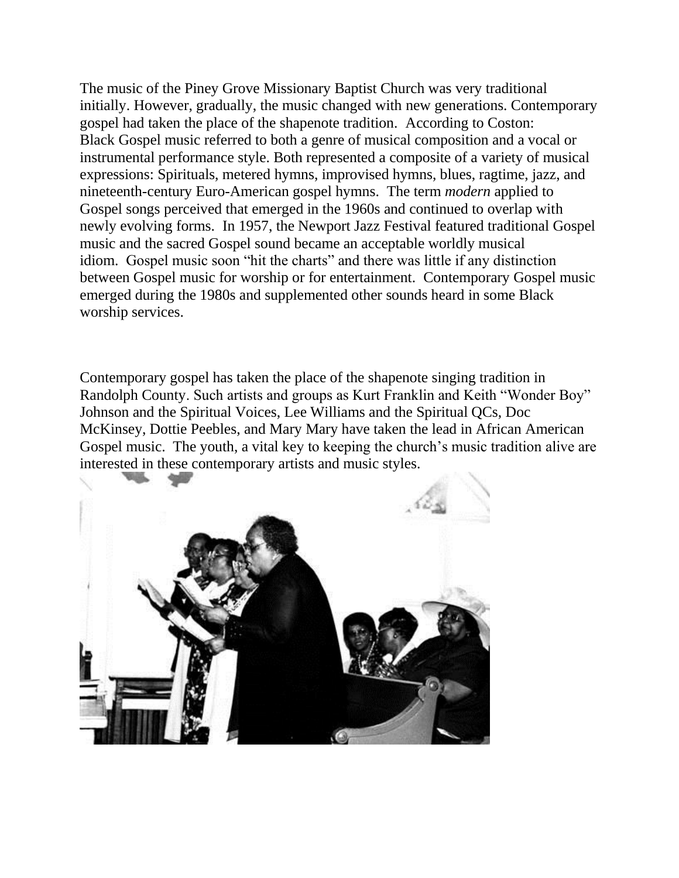The music of the Piney Grove Missionary Baptist Church was very traditional initially. However, gradually, the music changed with new generations. Contemporary gospel had taken the place of the shapenote tradition. According to Coston:

Black Gospel music referred to both a genre of musical composition and a vocal or instrumental performance style. Both represented a composite of a variety of musical expressions: Spirituals, metered hymns, improvised hymns, blues, ragtime, jazz, and nineteenth-century Euro-American gospel hymns. The term *modern* applied to Gospel songs perceived that emerged in the 1960s and continued to overlap with newly evolving forms. In 1957, the Newport Jazz Festival featured traditional Gospel music and the sacred Gospel sound became an acceptable worldly musical idiom. Gospel music soon "hit the charts" and there was little if any distinction between Gospel music for worship or for entertainment. Contemporary Gospel music emerged during the 1980s and supplemented other sounds heard in some Black worship services.

Contemporary gospel has taken the place of the shapenote singing tradition in Randolph County. Such artists and groups as Kurt Franklin and Keith "Wonder Boy" Johnson and the Spiritual Voices, Lee Williams and the Spiritual QCs, Doc McKinsey, Dottie Peebles, and Mary Mary have taken the lead in African American Gospel music. The youth, a vital key to keeping the church's music tradition alive are interested in these contemporary artists and music styles.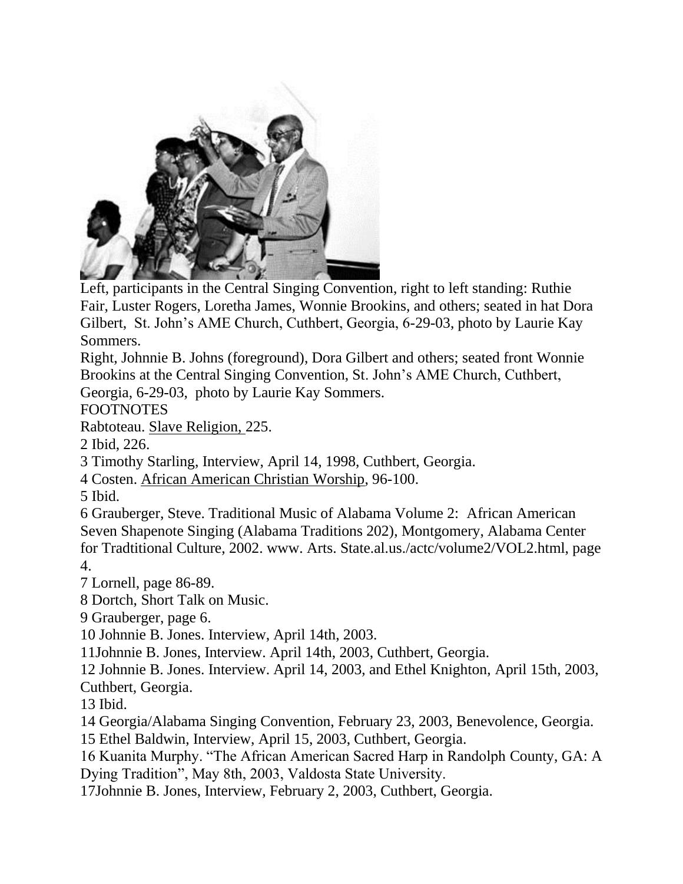Left, participants in the Central Singing Convention, right to left standing: Ruthie Fair, Luster Rogers, Loretha James, Wonnie Brookins, and others; seated in hat Dora Gilbert, St. John's AME Church, Cuthbert, Georgia, 6-29-03, photo by Laurie Kay Sommers.

Right, Johnnie B. Johns (foreground), Dora Gilbert and others; seated front Wonnie Brookins at the Central Singing Convention, St. John's AME Church, Cuthbert, Georgia, 6-29-03, photo by Laurie Kay Sommers.

FOOTNOTES

Rabtoteau. Slave Religion, 225.

2 Ibid, 226.

3 Timothy Starling, Interview, April 14, 1998, Cuthbert, Georgia.

4 Costen. African American Christian Worship, 96-100.

5 Ibid.

6 Grauberger, Steve. Traditional Music of Alabama Volume 2: African American Seven Shapenote Singing (Alabama Traditions 202), Montgomery, Alabama Center for Tradtitional Culture, 2002. www. Arts. State.al.us./actc/volume2/VOL2.html, page 4.

7 Lornell, page 86-89.

8 Dortch, Short Talk on Music.

9 Grauberger, page 6.

10 Johnnie B. Jones. Interview, April 14th, 2003.

11Johnnie B. Jones, Interview. April 14th, 2003, Cuthbert, Georgia.

12 Johnnie B. Jones. Interview. April 14, 2003, and Ethel Knighton, April 15th, 2003, Cuthbert, Georgia.

13 Ibid.

14 Georgia/Alabama Singing Convention, February 23, 2003, Benevolence, Georgia.

15 Ethel Baldwin, Interview, April 15, 2003, Cuthbert, Georgia.

16 Kuanita Murphy. "The African American Sacred Harp in Randolph County, GA: A Dying Tradition", May 8th, 2003, Valdosta State University.

17Johnnie B. Jones, Interview, February 2, 2003, Cuthbert, Georgia.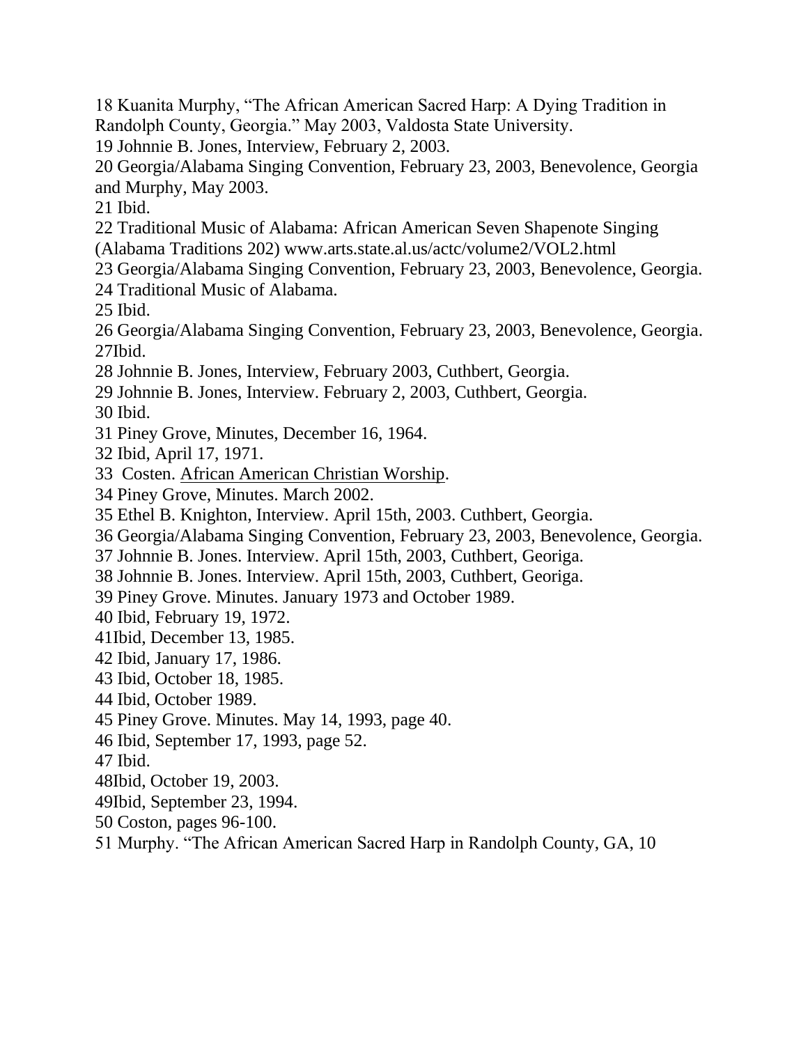18 Kuanita Murphy, "The African American Sacred Harp: A Dying Tradition in Randolph County, Georgia." May 2003, Valdosta State University.

19 Johnnie B. Jones, Interview, February 2, 2003.

20 Georgia/Alabama Singing Convention, February 23, 2003, Benevolence, Georgia and Murphy, May 2003.

21 Ibid.

22 Traditional Music of Alabama: African American Seven Shapenote Singing (Alabama Traditions 202) www.arts.state.al.us/actc/volume2/VOL2.html

23 Georgia/Alabama Singing Convention, February 23, 2003, Benevolence, Georgia.

24 Traditional Music of Alabama.

25 Ibid.

26 Georgia/Alabama Singing Convention, February 23, 2003, Benevolence, Georgia.

27Ibid.

28 Johnnie B. Jones, Interview, February 2003, Cuthbert, Georgia.

29 Johnnie B. Jones, Interview. February 2, 2003, Cuthbert, Georgia.

30 Ibid.

31 Piney Grove, Minutes, December 16, 1964.

32 Ibid, April 17, 1971.

33 Costen. African American Christian Worship.

34 Piney Grove, Minutes. March 2002.

35 Ethel B. Knighton, Interview. April 15th, 2003. Cuthbert, Georgia.

36 Georgia/Alabama Singing Convention, February 23, 2003, Benevolence, Georgia.

37 Johnnie B. Jones. Interview. April 15th, 2003, Cuthbert, Georiga.

38 Johnnie B. Jones. Interview. April 15th, 2003, Cuthbert, Georiga.

39 Piney Grove. Minutes. January 1973 and October 1989.

40 Ibid, February 19, 1972.

41Ibid, December 13, 1985.

42 Ibid, January 17, 1986.

43 Ibid, October 18, 1985.

44 Ibid, October 1989.

45 Piney Grove. Minutes. May 14, 1993, page 40.

46 Ibid, September 17, 1993, page 52.

47 Ibid.

48Ibid, October 19, 2003.

49Ibid, September 23, 1994.

50 Coston, pages 96-100.

51 Murphy. "The African American Sacred Harp in Randolph County, GA, 10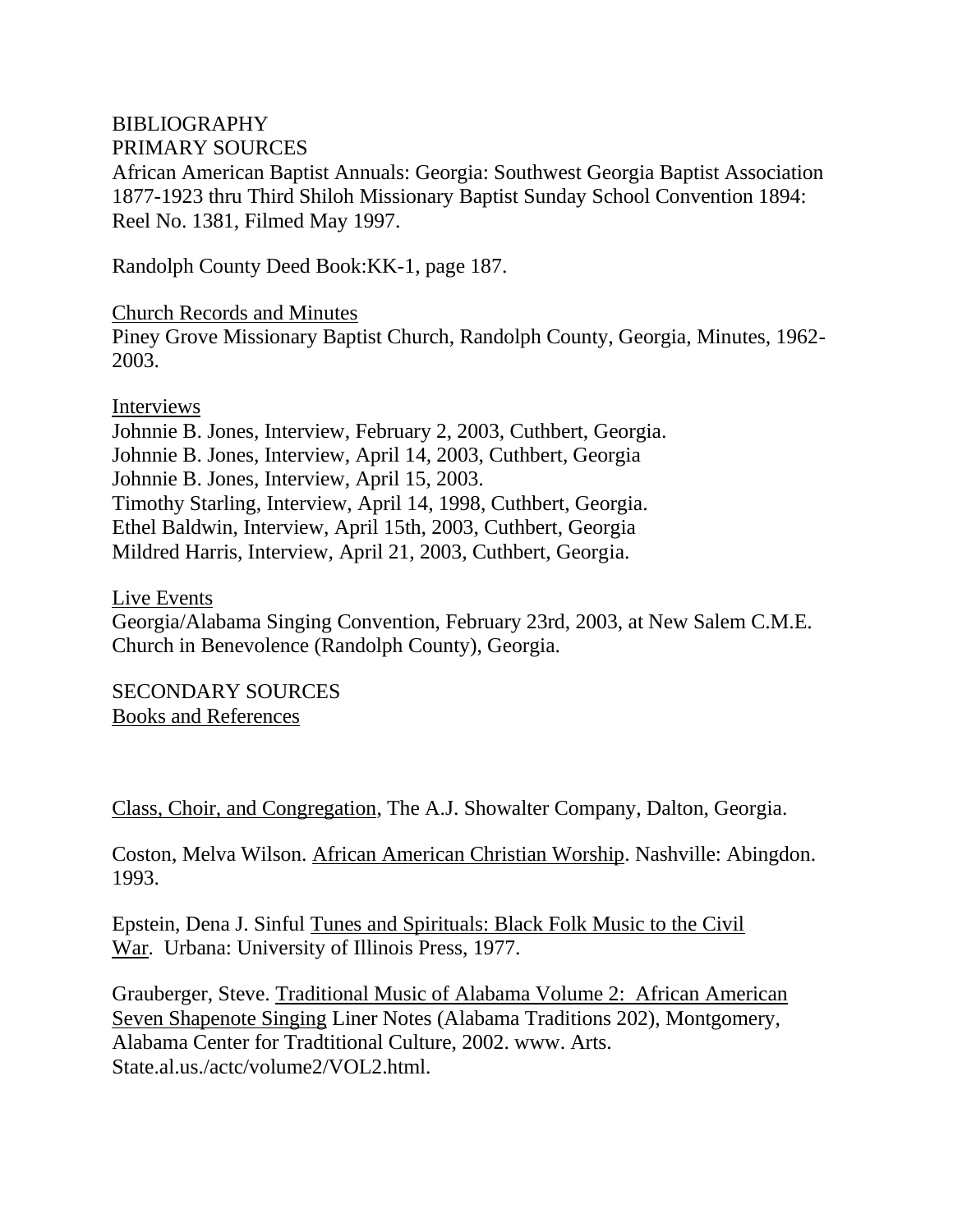# BIBLIOGRAPHY

## PRIMARY SOURCES

African American Baptist Annuals: Georgia: Southwest Georgia Baptist Association 1877-1923 thru Third Shiloh Missionary Baptist Sunday School Convention 1894: Reel No. 1381, Filmed May 1997.

Randolph County Deed Book:KK-1, page 187.

### Church Records and Minutes

Piney Grove Missionary Baptist Church, Randolph County, Georgia, Minutes, 1962-2003.

### Interviews

Johnnie B. Jones, Interview, February 2, 2003, Cuthbert, Georgia.
Johnnie B. Jones, Interview, April 14, 2003, Cuthbert, Georgia
Johnnie B. Jones, Interview, April 15, 2003.
Timothy Starling, Interview, April 14, 1998, Cuthbert, Georgia.
Ethel Baldwin, Interview, April 15th, 2003, Cuthbert, Georgia
Mildred Harris, Interview, April 21, 2003, Cuthbert, Georgia.

### Live Events

Georgia/Alabama Singing Convention, February 23rd, 2003, at New Salem C.M.E. Church in Benevolence (Randolph County), Georgia.

## SECONDARY SOURCES

### Books and References

Class, Choir, and Congregation, The A.J. Showalter Company, Dalton, Georgia.

Coston, Melva Wilson. African American Christian Worship. Nashville: Abingdon. 1993.

Epstein, Dena J. Sinful Tunes and Spirituals: Black Folk Music to the Civil War. Urbana: University of Illinois Press, 1977.

Grauberger, Steve. Traditional Music of Alabama Volume 2: African American Seven Shapenote Singing Liner Notes (Alabama Traditions 202), Montgomery, Alabama Center for Tradtitional Culture, 2002. www. Arts. State.al.us./actc/volume2/VOL2.html.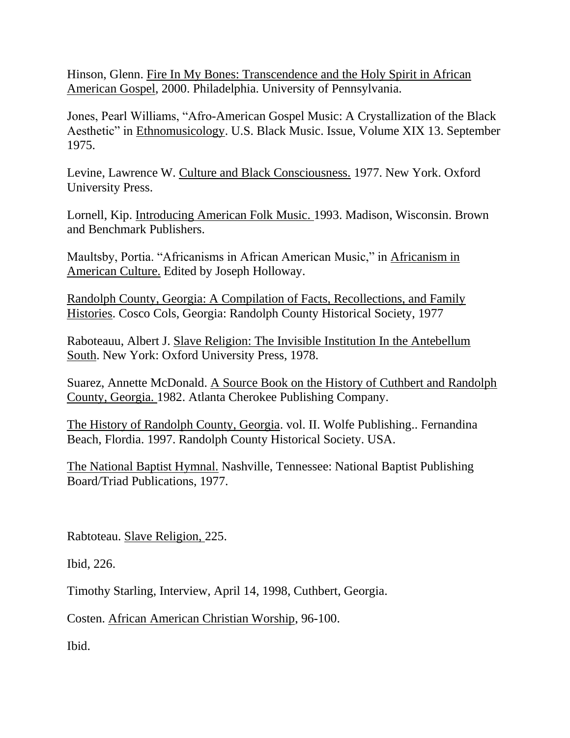Hinson, Glenn. Fire In My Bones: Transcendence and the Holy Spirit in African American Gospel, 2000. Philadelphia. University of Pennsylvania.

Jones, Pearl Williams, "Afro-American Gospel Music: A Crystallization of the Black Aesthetic" in Ethnomusicology. U.S. Black Music. Issue, Volume XIX 13. September 1975.

Levine, Lawrence W. Culture and Black Consciousness. 1977. New York. Oxford University Press.

Lornell, Kip. Introducing American Folk Music. 1993. Madison, Wisconsin. Brown and Benchmark Publishers.

Maultsby, Portia. "Africanisms in African American Music," in Africanism in American Culture. Edited by Joseph Holloway.

Randolph County, Georgia: A Compilation of Facts, Recollections, and Family Histories. Cosco Cols, Georgia: Randolph County Historical Society, 1977

Raboteauu, Albert J. Slave Religion: The Invisible Institution In the Antebellum South. New York: Oxford University Press, 1978.

Suarez, Annette McDonald. A Source Book on the History of Cuthbert and Randolph County, Georgia. 1982. Atlanta Cherokee Publishing Company.

The History of Randolph County, Georgia. vol. II. Wolfe Publishing.. Fernandina Beach, Flordia. 1997. Randolph County Historical Society. USA.

The National Baptist Hymnal. Nashville, Tennessee: National Baptist Publishing Board/Triad Publications, 1977.

Rabtoteau. Slave Religion, 225.

Ibid, 226.

Timothy Starling, Interview, April 14, 1998, Cuthbert, Georgia.

Costen. African American Christian Worship, 96-100.

Ibid.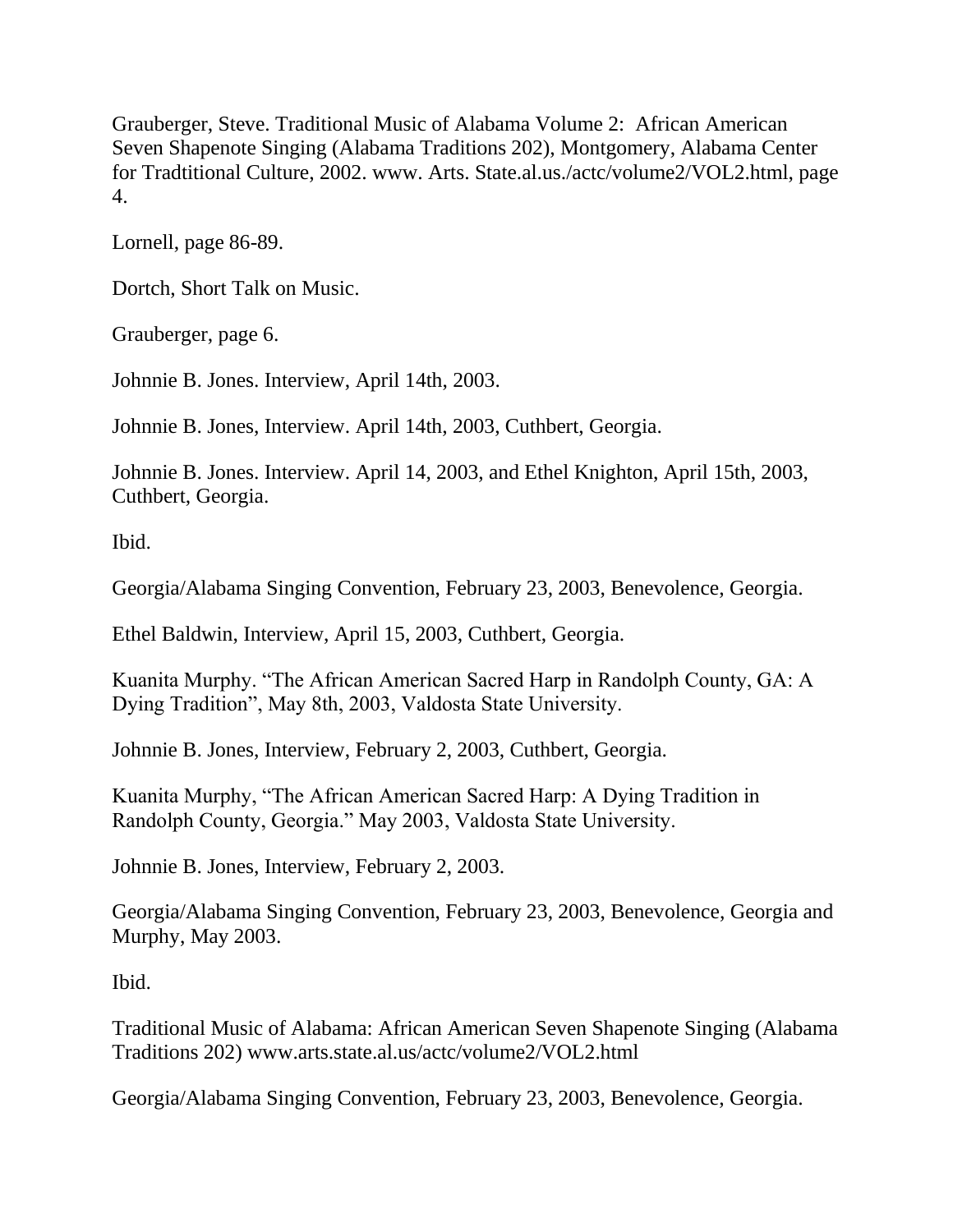Grauberger, Steve. Traditional Music of Alabama Volume 2: African American Seven Shapenote Singing (Alabama Traditions 202), Montgomery, Alabama Center for Tradtitional Culture, 2002. www. Arts. State.al.us./actc/volume2/VOL2.html, page 4.

Lornell, page 86-89.

Dortch, Short Talk on Music.

Grauberger, page 6.

Johnnie B. Jones. Interview, April 14th, 2003.

Johnnie B. Jones, Interview. April 14th, 2003, Cuthbert, Georgia.

Johnnie B. Jones. Interview. April 14, 2003, and Ethel Knighton, April 15th, 2003, Cuthbert, Georgia.

Ibid.

Georgia/Alabama Singing Convention, February 23, 2003, Benevolence, Georgia.

Ethel Baldwin, Interview, April 15, 2003, Cuthbert, Georgia.

Kuanita Murphy. "The African American Sacred Harp in Randolph County, GA: A Dying Tradition", May 8th, 2003, Valdosta State University.

Johnnie B. Jones, Interview, February 2, 2003, Cuthbert, Georgia.

Kuanita Murphy, "The African American Sacred Harp: A Dying Tradition in Randolph County, Georgia." May 2003, Valdosta State University.

Johnnie B. Jones, Interview, February 2, 2003.

Georgia/Alabama Singing Convention, February 23, 2003, Benevolence, Georgia and Murphy, May 2003.

Ibid.

Traditional Music of Alabama: African American Seven Shapenote Singing (Alabama Traditions 202) www.arts.state.al.us/actc/volume2/VOL2.html

Georgia/Alabama Singing Convention, February 23, 2003, Benevolence, Georgia.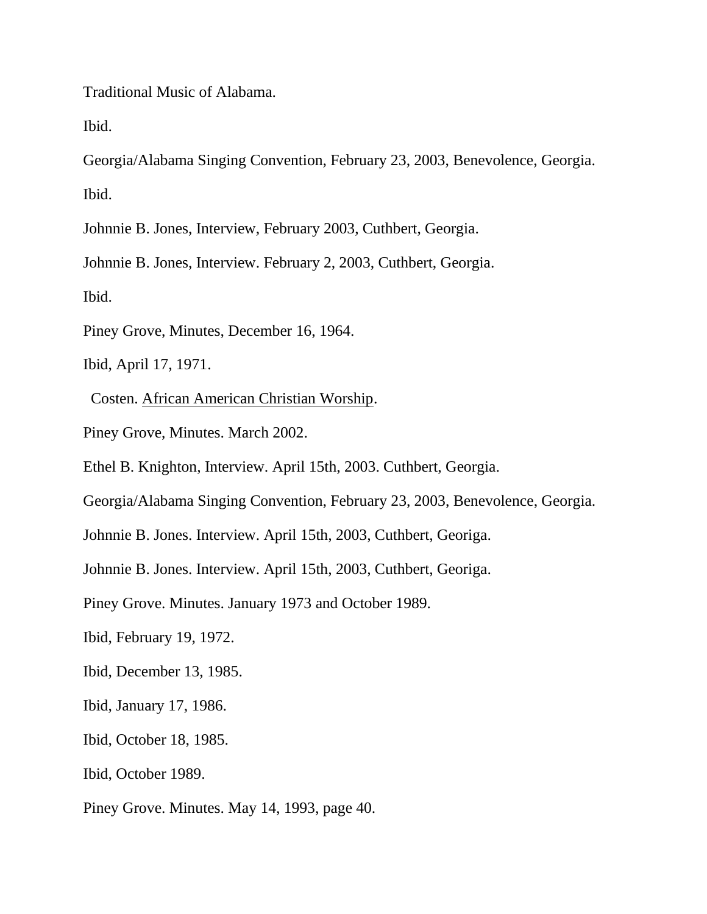Traditional Music of Alabama.

Ibid.

Georgia/Alabama Singing Convention, February 23, 2003, Benevolence, Georgia.

Ibid.

Johnnie B. Jones, Interview, February 2003, Cuthbert, Georgia.

Johnnie B. Jones, Interview. February 2, 2003, Cuthbert, Georgia.

Ibid.

Piney Grove, Minutes, December 16, 1964.

Ibid, April 17, 1971.

Costen. African American Christian Worship.

Piney Grove, Minutes. March 2002.

Ethel B. Knighton, Interview. April 15th, 2003. Cuthbert, Georgia.

Georgia/Alabama Singing Convention, February 23, 2003, Benevolence, Georgia.

Johnnie B. Jones. Interview. April 15th, 2003, Cuthbert, Georiga.

Johnnie B. Jones. Interview. April 15th, 2003, Cuthbert, Georiga.

Piney Grove. Minutes. January 1973 and October 1989.

Ibid, February 19, 1972.

Ibid, December 13, 1985.

Ibid, January 17, 1986.

Ibid, October 18, 1985.

Ibid, October 1989.

Piney Grove. Minutes. May 14, 1993, page 40.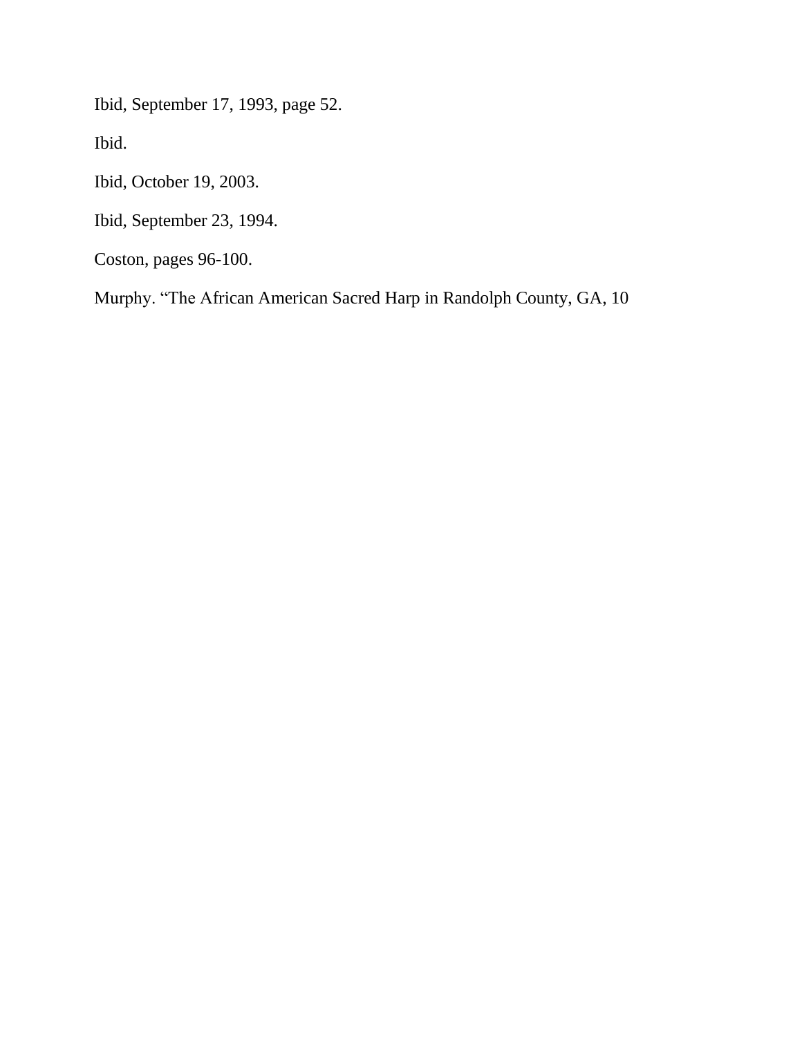Ibid, September 17, 1993, page 52.

Ibid.

Ibid, October 19, 2003.

Ibid, September 23, 1994.

Coston, pages 96-100.

Murphy. “The African American Sacred Harp in Randolph County, GA, 10